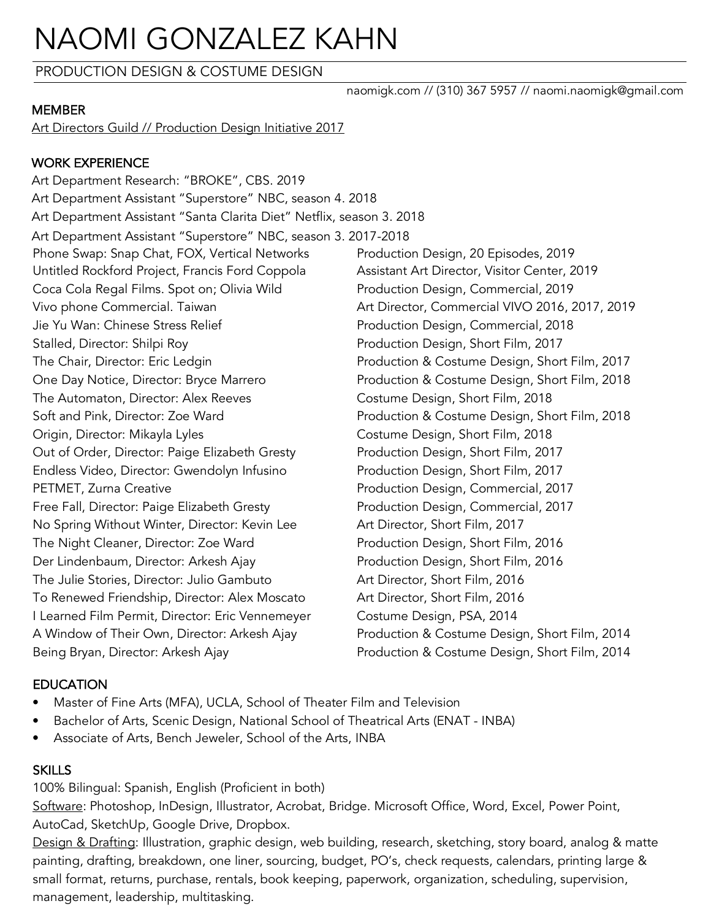# NAOMI GONZALEZ KAHN

PRODUCTION DESIGN & COSTUME DESIGN

naomigk.com // (310) 367 5957 // naomi.naomigk@gmail.com

## MEMBER

Art Directors Guild // Production Design Initiative 2017

## WORK EXPERIENCE

Art Department Research: "BROKE", CBS. 2019
Art Department Assistant "Superstore" NBC, season 4. 2018
Art Department Assistant "Santa Clarita Diet" Netflix, season 3. 2018
Art Department Assistant "Superstore" NBC, season 3. 2017-2018

| | |
|---|---|
| Phone Swap: Snap Chat, FOX, Vertical Networks | Production Design, 20 Episodes, 2019 |
| Untitled Rockford Project, Francis Ford Coppola | Assistant Art Director, Visitor Center, 2019 |
| Coca Cola Regal Films. Spot on; Olivia Wild | Production Design, Commercial, 2019 |
| Vivo phone Commercial. Taiwan | Art Director, Commercial VIVO 2016, 2017, 2019 |
| Jie Yu Wan: Chinese Stress Relief | Production Design, Commercial, 2018 |
| Stalled, Director: Shilpi Roy | Production Design, Short Film, 2017 |
| The Chair, Director: Eric Ledgin | Production & Costume Design, Short Film, 2017 |
| One Day Notice, Director: Bryce Marrero | Production & Costume Design, Short Film, 2018 |
| The Automaton, Director: Alex Reeves | Costume Design, Short Film, 2018 |
| Soft and Pink, Director: Zoe Ward | Production & Costume Design, Short Film, 2018 |
| Origin, Director: Mikayla Lyles | Costume Design, Short Film, 2018 |
| Out of Order, Director: Paige Elizabeth Gresty | Production Design, Short Film, 2017 |
| Endless Video, Director: Gwendolyn Infusino | Production Design, Short Film, 2017 |
| PETMET, Zurna Creative | Production Design, Commercial, 2017 |
| Free Fall, Director: Paige Elizabeth Gresty | Production Design, Commercial, 2017 |
| No Spring Without Winter, Director: Kevin Lee | Art Director, Short Film, 2017 |
| The Night Cleaner, Director: Zoe Ward | Production Design, Short Film, 2016 |
| Der Lindenbaum, Director: Arkesh Ajay | Production Design, Short Film, 2016 |
| The Julie Stories, Director: Julio Gambuto | Art Director, Short Film, 2016 |
| To Renewed Friendship, Director: Alex Moscato | Art Director, Short Film, 2016 |
| I Learned Film Permit, Director: Eric Vennemeyer | Costume Design, PSA, 2014 |
| A Window of Their Own, Director: Arkesh Ajay | Production & Costume Design, Short Film, 2014 |
| Being Bryan, Director: Arkesh Ajay | Production & Costume Design, Short Film, 2014 |

## EDUCATION

- Master of Fine Arts (MFA), UCLA, School of Theater Film and Television
- Bachelor of Arts, Scenic Design, National School of Theatrical Arts (ENAT - INBA)
- Associate of Arts, Bench Jeweler, School of the Arts, INBA

## SKILLS

100% Bilingual: Spanish, English (Proficient in both)

Software: Photoshop, InDesign, Illustrator, Acrobat, Bridge. Microsoft Office, Word, Excel, Power Point, AutoCad, SketchUp, Google Drive, Dropbox.

Design & Drafting: Illustration, graphic design, web building, research, sketching, story board, analog & matte painting, drafting, breakdown, one liner, sourcing, budget, PO's, check requests, calendars, printing large & small format, returns, purchase, rentals, book keeping, paperwork, organization, scheduling, supervision, management, leadership, multitasking.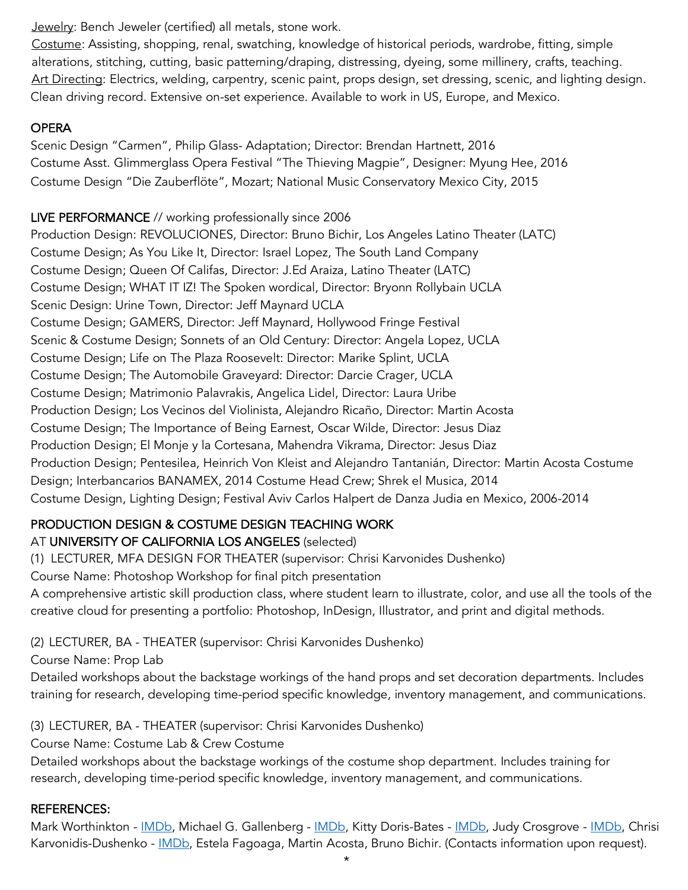Jewelry: Bench Jeweler (certified) all metals, stone work.
Costume: Assisting, shopping, renal, swatching, knowledge of historical periods, wardrobe, fitting, simple alterations, stitching, cutting, basic patterning/draping, distressing, dyeing, some millinery, crafts, teaching.
Art Directing: Electrics, welding, carpentry, scenic paint, props design, set dressing, scenic, and lighting design.
Clean driving record. Extensive on-set experience. Available to work in US, Europe, and Mexico.

## OPERA

Scenic Design "Carmen", Philip Glass- Adaptation; Director: Brendan Hartnett, 2016
Costume Asst. Glimmerglass Opera Festival "The Thieving Magpie", Designer: Myung Hee, 2016
Costume Design "Die Zauberflöte", Mozart; National Music Conservatory Mexico City, 2015

## LIVE PERFORMANCE // working professionally since 2006

Production Design: REVOLUCIONES, Director: Bruno Bichir, Los Angeles Latino Theater (LATC)
Costume Design; As You Like It, Director: Israel Lopez, The South Land Company
Costume Design; Queen Of Califas, Director: J.Ed Araiza, Latino Theater (LATC)
Costume Design; WHAT IT IZ! The Spoken wordical, Director: Bryonn Rollybain UCLA
Scenic Design: Urine Town, Director: Jeff Maynard UCLA
Costume Design; GAMERS, Director: Jeff Maynard, Hollywood Fringe Festival
Scenic & Costume Design; Sonnets of an Old Century: Director: Angela Lopez, UCLA
Costume Design; Life on The Plaza Roosevelt: Director: Marike Splint, UCLA
Costume Design; The Automobile Graveyard: Director: Darcie Crager, UCLA
Costume Design; Matrimonio Palavrakis, Angelica Lidel, Director: Laura Uribe
Production Design; Los Vecinos del Violinista, Alejandro Ricaño, Director: Martin Acosta
Costume Design; The Importance of Being Earnest, Oscar Wilde, Director: Jesus Diaz
Production Design; El Monje y la Cortesana, Mahendra Vikrama, Director: Jesus Diaz
Production Design; Pentesilea, Heinrich Von Kleist and Alejandro Tantanián, Director: Martin Acosta Costume Design; Interbancarios BANAMEX, 2014 Costume Head Crew; Shrek el Musica, 2014
Costume Design, Lighting Design; Festival Aviv Carlos Halpert de Danza Judia en Mexico, 2006-2014

## PRODUCTION DESIGN & COSTUME DESIGN TEACHING WORK
AT UNIVERSITY OF CALIFORNIA LOS ANGELES (selected)

(1) LECTURER, MFA DESIGN FOR THEATER (supervisor: Chrisi Karvonides Dushenko)
Course Name: Photoshop Workshop for final pitch presentation
A comprehensive artistic skill production class, where student learn to illustrate, color, and use all the tools of the creative cloud for presenting a portfolio: Photoshop, InDesign, Illustrator, and print and digital methods.

(2) LECTURER, BA - THEATER (supervisor: Chrisi Karvonides Dushenko)
Course Name: Prop Lab
Detailed workshops about the backstage workings of the hand props and set decoration departments. Includes training for research, developing time-period specific knowledge, inventory management, and communications.

(3) LECTURER, BA - THEATER (supervisor: Chrisi Karvonides Dushenko)
Course Name: Costume Lab & Crew Costume
Detailed workshops about the backstage workings of the costume shop department. Includes training for research, developing time-period specific knowledge, inventory management, and communications.

## REFERENCES:

Mark Worthinkton - IMDb, Michael G. Gallenberg - IMDb, Kitty Doris-Bates - IMDb, Judy Crosgrove - IMDb, Chrisi Karvonidis-Dushenko - IMDb, Estela Fagoaga, Martin Acosta, Bruno Bichir. (Contacts information upon request).

*